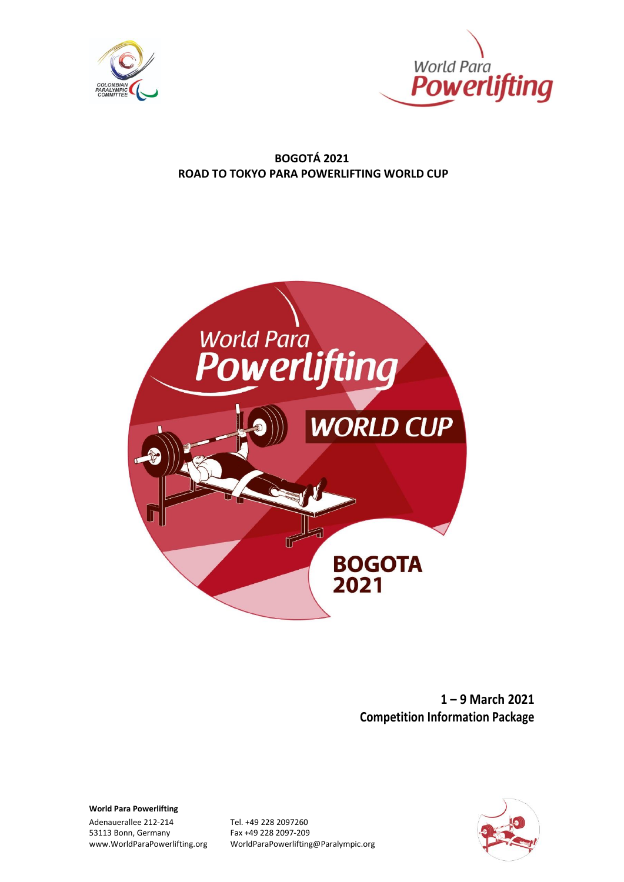# BOGOTÁ 2021
# ROAD TO TOKYO PARA POWERLIFTING WORLD CUP

**1 – 9 March 2021**
**Competition Information Package**

**World Para Powerlifting**
Adenauerallee 212-214
53113 Bonn, Germany
www.WorldParaPowerlifting.org

Tel. +49 228 2097260
Fax +49 228 2097-209
WorldParaPowerlifting@Paralympic.org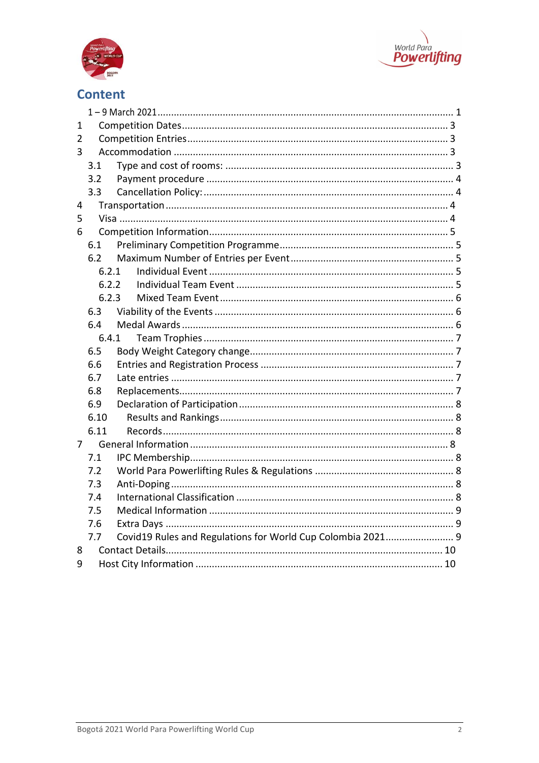# Content

1 – 9 March 2021 ........................................................................................................ 1

1 Competition Dates ................................................................................. 3

2 Competition Entries ................................................................................ 3

3 Accommodation ..................................................................................... 3

- 3.1 Type and cost of rooms: .................................................................. 3
- 3.2 Payment procedure ......................................................................... 4
- 3.3 Cancellation Policy: ......................................................................... 4

4 Transportation ....................................................................................... 4

5 Visa ........................................................................................................ 4

6 Competition Information ........................................................................ 5

- 6.1 Preliminary Competition Programme ............................................... 5
- 6.2 Maximum Number of Entries per Event ........................................... 5
  - 6.2.1 Individual Event ........................................................................ 5
  - 6.2.2 Individual Team Event ............................................................... 5
  - 6.2.3 Mixed Team Event .................................................................... 6
- 6.3 Viability of the Events ...................................................................... 6
- 6.4 Medal Awards .................................................................................. 6
  - 6.4.1 Team Trophies ........................................................................... 7
- 6.5 Body Weight Category change .......................................................... 7
- 6.6 Entries and Registration Process ...................................................... 7
- 6.7 Late entries ...................................................................................... 7
- 6.8 Replacements ................................................................................... 7
- 6.9 Declaration of Participation .............................................................. 8
- 6.10 Results and Rankings ..................................................................... 8
- 6.11 Records .......................................................................................... 8

7 General Information ................................................................................ 8

- 7.1 IPC Membership ................................................................................ 8
- 7.2 World Para Powerlifting Rules & Regulations ................................... 8
- 7.3 Anti-Doping ...................................................................................... 8
- 7.4 International Classification ............................................................... 8
- 7.5 Medical Information ......................................................................... 9
- 7.6 Extra Days ........................................................................................ 9
- 7.7 Covid19 Rules and Regulations for World Cup Colombia 2021 ......... 9

8 Contact Details ...................................................................................... 10

9 Host City Information ............................................................................ 10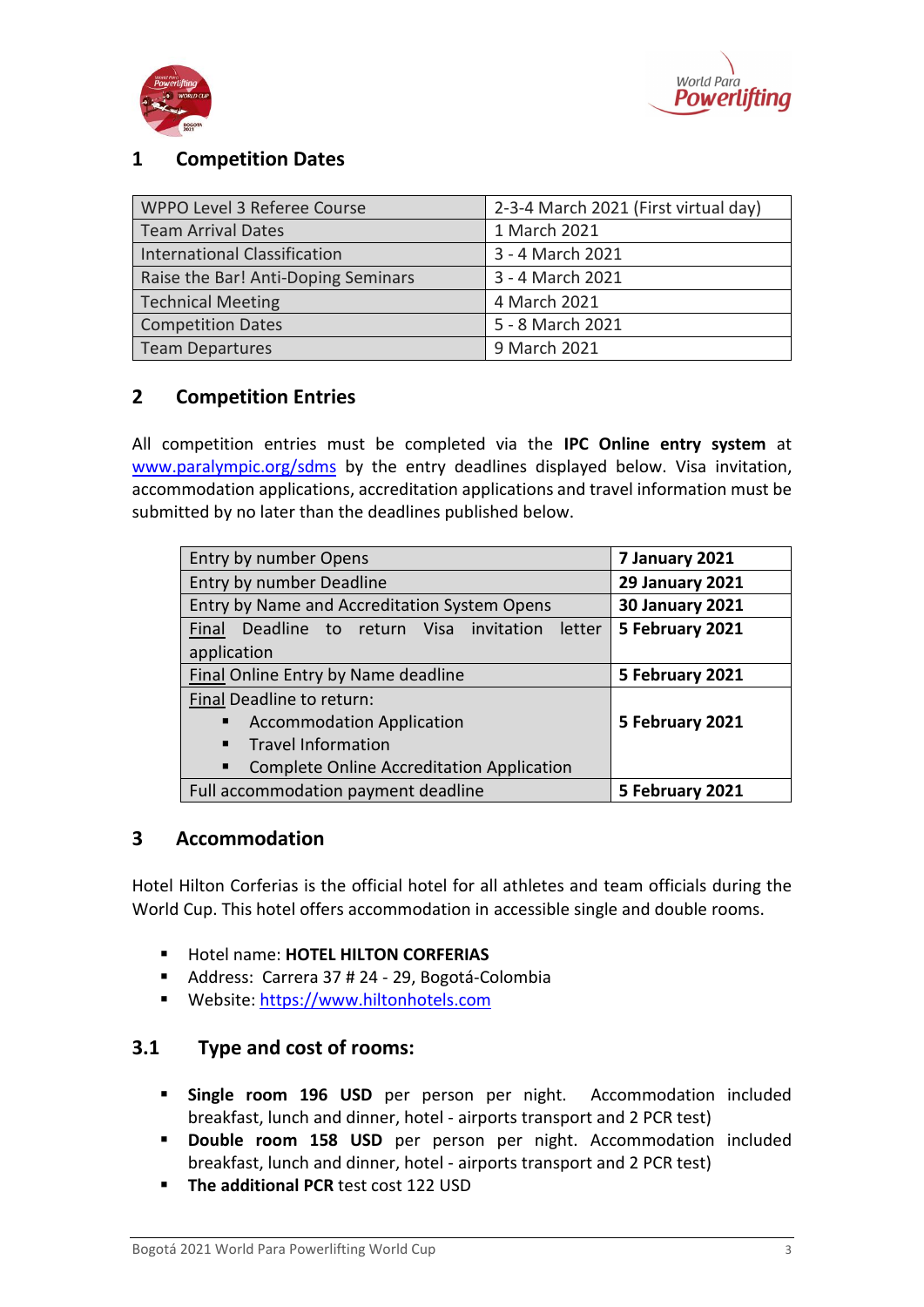## 1 Competition Dates

| | |
|---|---|
| WPPO Level 3 Referee Course | 2-3-4 March 2021 (First virtual day) |
| Team Arrival Dates | 1 March 2021 |
| International Classification | 3 - 4 March 2021 |
| Raise the Bar! Anti-Doping Seminars | 3 - 4 March 2021 |
| Technical Meeting | 4 March 2021 |
| Competition Dates | 5 - 8 March 2021 |
| Team Departures | 9 March 2021 |

## 2 Competition Entries

All competition entries must be completed via the **IPC Online entry system** at www.paralympic.org/sdms by the entry deadlines displayed below. Visa invitation, accommodation applications, accreditation applications and travel information must be submitted by no later than the deadlines published below.

| | |
|---|---|
| Entry by number Opens | **7 January 2021** |
| Entry by number Deadline | **29 January 2021** |
| Entry by Name and Accreditation System Opens | **30 January 2021** |
| Final Deadline to return Visa invitation letter application | **5 February 2021** |
| Final Online Entry by Name deadline | **5 February 2021** |
| Final Deadline to return:<br>▪ Accommodation Application<br>▪ Travel Information<br>▪ Complete Online Accreditation Application | **5 February 2021** |
| Full accommodation payment deadline | **5 February 2021** |

## 3 Accommodation

Hotel Hilton Corferias is the official hotel for all athletes and team officials during the World Cup. This hotel offers accommodation in accessible single and double rooms.

- Hotel name: **HOTEL HILTON CORFERIAS**
- Address: Carrera 37 # 24 - 29, Bogotá-Colombia
- Website: https://www.hiltonhotels.com

### 3.1 Type and cost of rooms:

- **Single room 196 USD** per person per night. Accommodation included breakfast, lunch and dinner, hotel - airports transport and 2 PCR test)
- **Double room 158 USD** per person per night. Accommodation included breakfast, lunch and dinner, hotel - airports transport and 2 PCR test)
- **The additional PCR** test cost 122 USD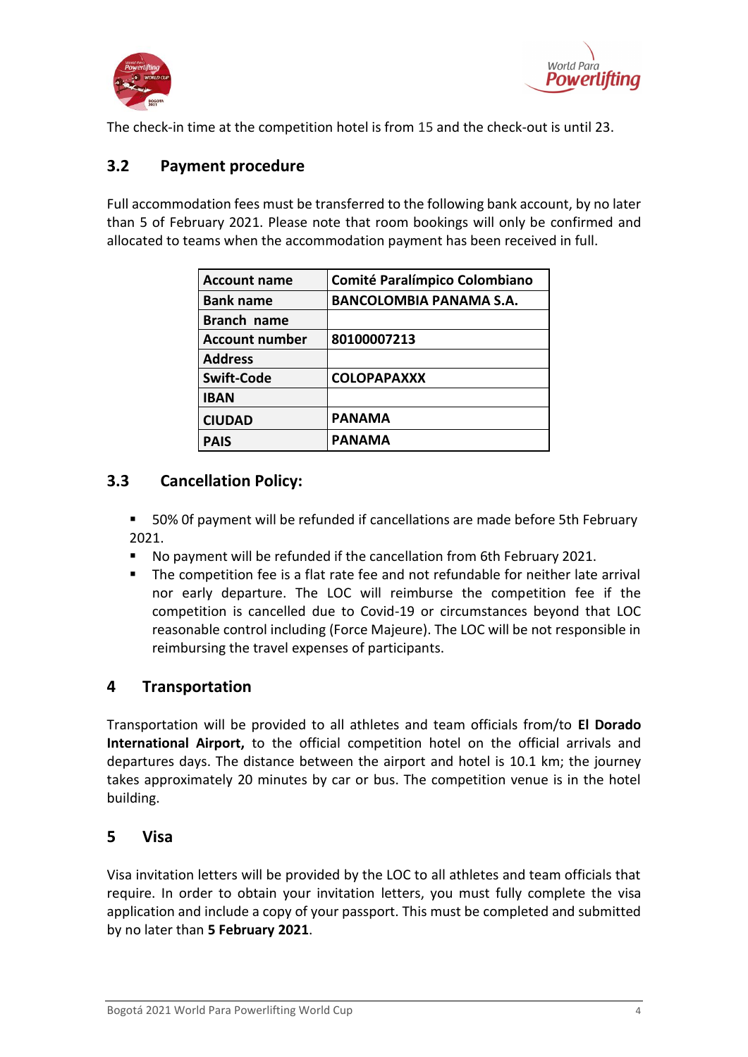The check-in time at the competition hotel is from 15 and the check-out is until 23.

## 3.2 Payment procedure

Full accommodation fees must be transferred to the following bank account, by no later than 5 of February 2021. Please note that room bookings will only be confirmed and allocated to teams when the accommodation payment has been received in full.

| **Account name** | **Comité Paralímpico Colombiano** |
|---|---|
| **Bank name** | **BANCOLOMBIA PANAMA S.A.** |
| **Branch name** | |
| **Account number** | **80100007213** |
| **Address** | |
| **Swift-Code** | **COLOPAPAXXX** |
| **IBAN** | |
| **CIUDAD** | **PANAMA** |
| **PAIS** | **PANAMA** |

## 3.3 Cancellation Policy:

- 50% 0f payment will be refunded if cancellations are made before 5th February 2021.
- No payment will be refunded if the cancellation from 6th February 2021.
- The competition fee is a flat rate fee and not refundable for neither late arrival nor early departure. The LOC will reimburse the competition fee if the competition is cancelled due to Covid-19 or circumstances beyond that LOC reasonable control including (Force Majeure). The LOC will be not responsible in reimbursing the travel expenses of participants.

# 4 Transportation

Transportation will be provided to all athletes and team officials from/to **El Dorado International Airport,** to the official competition hotel on the official arrivals and departures days. The distance between the airport and hotel is 10.1 km; the journey takes approximately 20 minutes by car or bus. The competition venue is in the hotel building.

# 5 Visa

Visa invitation letters will be provided by the LOC to all athletes and team officials that require. In order to obtain your invitation letters, you must fully complete the visa application and include a copy of your passport. This must be completed and submitted by no later than **5 February 2021**.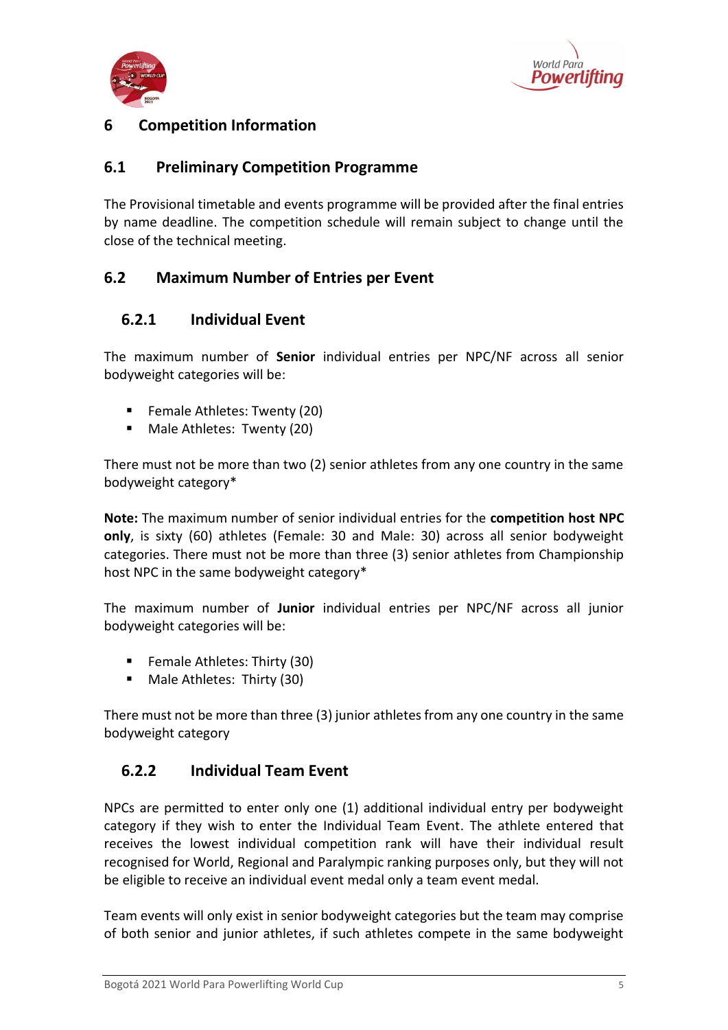# 6 Competition Information

## 6.1 Preliminary Competition Programme

The Provisional timetable and events programme will be provided after the final entries by name deadline. The competition schedule will remain subject to change until the close of the technical meeting.

## 6.2 Maximum Number of Entries per Event

### 6.2.1 Individual Event

The maximum number of **Senior** individual entries per NPC/NF across all senior bodyweight categories will be:

- Female Athletes: Twenty (20)
- Male Athletes: Twenty (20)

There must not be more than two (2) senior athletes from any one country in the same bodyweight category*

**Note:** The maximum number of senior individual entries for the **competition host NPC only**, is sixty (60) athletes (Female: 30 and Male: 30) across all senior bodyweight categories. There must not be more than three (3) senior athletes from Championship host NPC in the same bodyweight category*

The maximum number of **Junior** individual entries per NPC/NF across all junior bodyweight categories will be:

- Female Athletes: Thirty (30)
- Male Athletes: Thirty (30)

There must not be more than three (3) junior athletes from any one country in the same bodyweight category

### 6.2.2 Individual Team Event

NPCs are permitted to enter only one (1) additional individual entry per bodyweight category if they wish to enter the Individual Team Event. The athlete entered that receives the lowest individual competition rank will have their individual result recognised for World, Regional and Paralympic ranking purposes only, but they will not be eligible to receive an individual event medal only a team event medal.

Team events will only exist in senior bodyweight categories but the team may comprise of both senior and junior athletes, if such athletes compete in the same bodyweight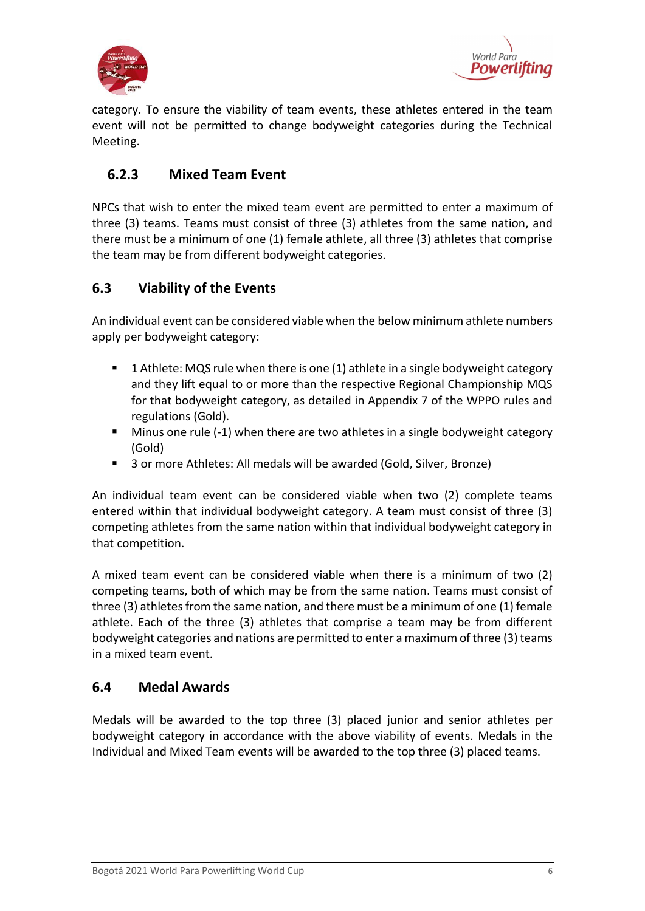category. To ensure the viability of team events, these athletes entered in the team event will not be permitted to change bodyweight categories during the Technical Meeting.

#### 6.2.3 Mixed Team Event

NPCs that wish to enter the mixed team event are permitted to enter a maximum of three (3) teams. Teams must consist of three (3) athletes from the same nation, and there must be a minimum of one (1) female athlete, all three (3) athletes that comprise the team may be from different bodyweight categories.

### 6.3 Viability of the Events

An individual event can be considered viable when the below minimum athlete numbers apply per bodyweight category:

- 1 Athlete: MQS rule when there is one (1) athlete in a single bodyweight category and they lift equal to or more than the respective Regional Championship MQS for that bodyweight category, as detailed in Appendix 7 of the WPPO rules and regulations (Gold).
- Minus one rule (-1) when there are two athletes in a single bodyweight category (Gold)
- 3 or more Athletes: All medals will be awarded (Gold, Silver, Bronze)

An individual team event can be considered viable when two (2) complete teams entered within that individual bodyweight category. A team must consist of three (3) competing athletes from the same nation within that individual bodyweight category in that competition.

A mixed team event can be considered viable when there is a minimum of two (2) competing teams, both of which may be from the same nation. Teams must consist of three (3) athletes from the same nation, and there must be a minimum of one (1) female athlete. Each of the three (3) athletes that comprise a team may be from different bodyweight categories and nations are permitted to enter a maximum of three (3) teams in a mixed team event.

### 6.4 Medal Awards

Medals will be awarded to the top three (3) placed junior and senior athletes per bodyweight category in accordance with the above viability of events. Medals in the Individual and Mixed Team events will be awarded to the top three (3) placed teams.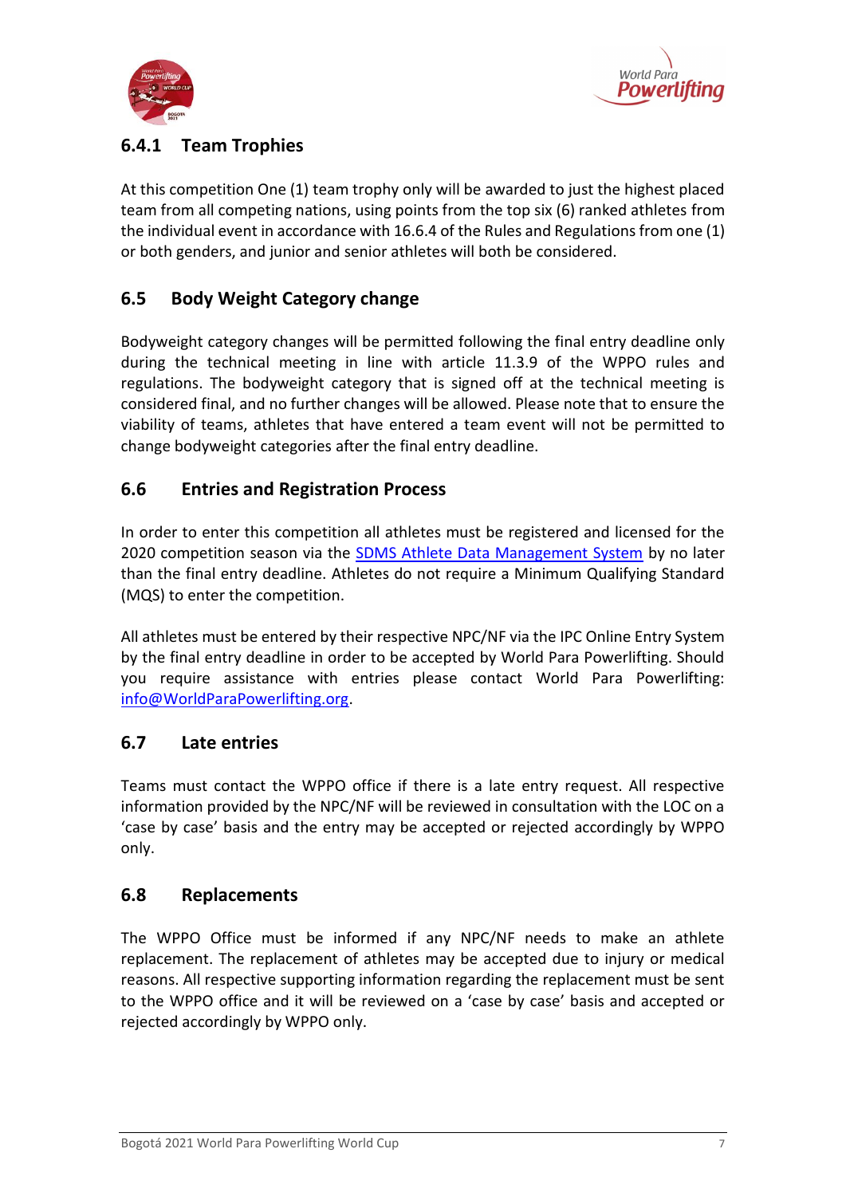### 6.4.1 Team Trophies

At this competition One (1) team trophy only will be awarded to just the highest placed team from all competing nations, using points from the top six (6) ranked athletes from the individual event in accordance with 16.6.4 of the Rules and Regulations from one (1) or both genders, and junior and senior athletes will both be considered.

## 6.5 Body Weight Category change

Bodyweight category changes will be permitted following the final entry deadline only during the technical meeting in line with article 11.3.9 of the WPPO rules and regulations. The bodyweight category that is signed off at the technical meeting is considered final, and no further changes will be allowed. Please note that to ensure the viability of teams, athletes that have entered a team event will not be permitted to change bodyweight categories after the final entry deadline.

## 6.6 Entries and Registration Process

In order to enter this competition all athletes must be registered and licensed for the 2020 competition season via the SDMS Athlete Data Management System by no later than the final entry deadline. Athletes do not require a Minimum Qualifying Standard (MQS) to enter the competition.

All athletes must be entered by their respective NPC/NF via the IPC Online Entry System by the final entry deadline in order to be accepted by World Para Powerlifting. Should you require assistance with entries please contact World Para Powerlifting: info@WorldParaPowerlifting.org.

## 6.7 Late entries

Teams must contact the WPPO office if there is a late entry request. All respective information provided by the NPC/NF will be reviewed in consultation with the LOC on a 'case by case' basis and the entry may be accepted or rejected accordingly by WPPO only.

## 6.8 Replacements

The WPPO Office must be informed if any NPC/NF needs to make an athlete replacement. The replacement of athletes may be accepted due to injury or medical reasons. All respective supporting information regarding the replacement must be sent to the WPPO office and it will be reviewed on a 'case by case' basis and accepted or rejected accordingly by WPPO only.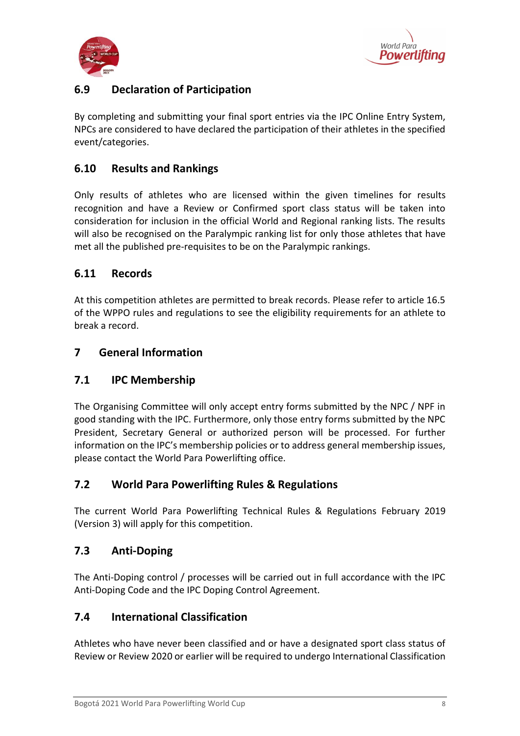## 6.9 Declaration of Participation

By completing and submitting your final sport entries via the IPC Online Entry System, NPCs are considered to have declared the participation of their athletes in the specified event/categories.

## 6.10 Results and Rankings

Only results of athletes who are licensed within the given timelines for results recognition and have a Review or Confirmed sport class status will be taken into consideration for inclusion in the official World and Regional ranking lists. The results will also be recognised on the Paralympic ranking list for only those athletes that have met all the published pre-requisites to be on the Paralympic rankings.

## 6.11 Records

At this competition athletes are permitted to break records. Please refer to article 16.5 of the WPPO rules and regulations to see the eligibility requirements for an athlete to break a record.

# 7 General Information

## 7.1 IPC Membership

The Organising Committee will only accept entry forms submitted by the NPC / NPF in good standing with the IPC. Furthermore, only those entry forms submitted by the NPC President, Secretary General or authorized person will be processed. For further information on the IPC's membership policies or to address general membership issues, please contact the World Para Powerlifting office.

## 7.2 World Para Powerlifting Rules & Regulations

The current World Para Powerlifting Technical Rules & Regulations February 2019 (Version 3) will apply for this competition.

## 7.3 Anti-Doping

The Anti-Doping control / processes will be carried out in full accordance with the IPC Anti-Doping Code and the IPC Doping Control Agreement.

## 7.4 International Classification

Athletes who have never been classified and or have a designated sport class status of Review or Review 2020 or earlier will be required to undergo International Classification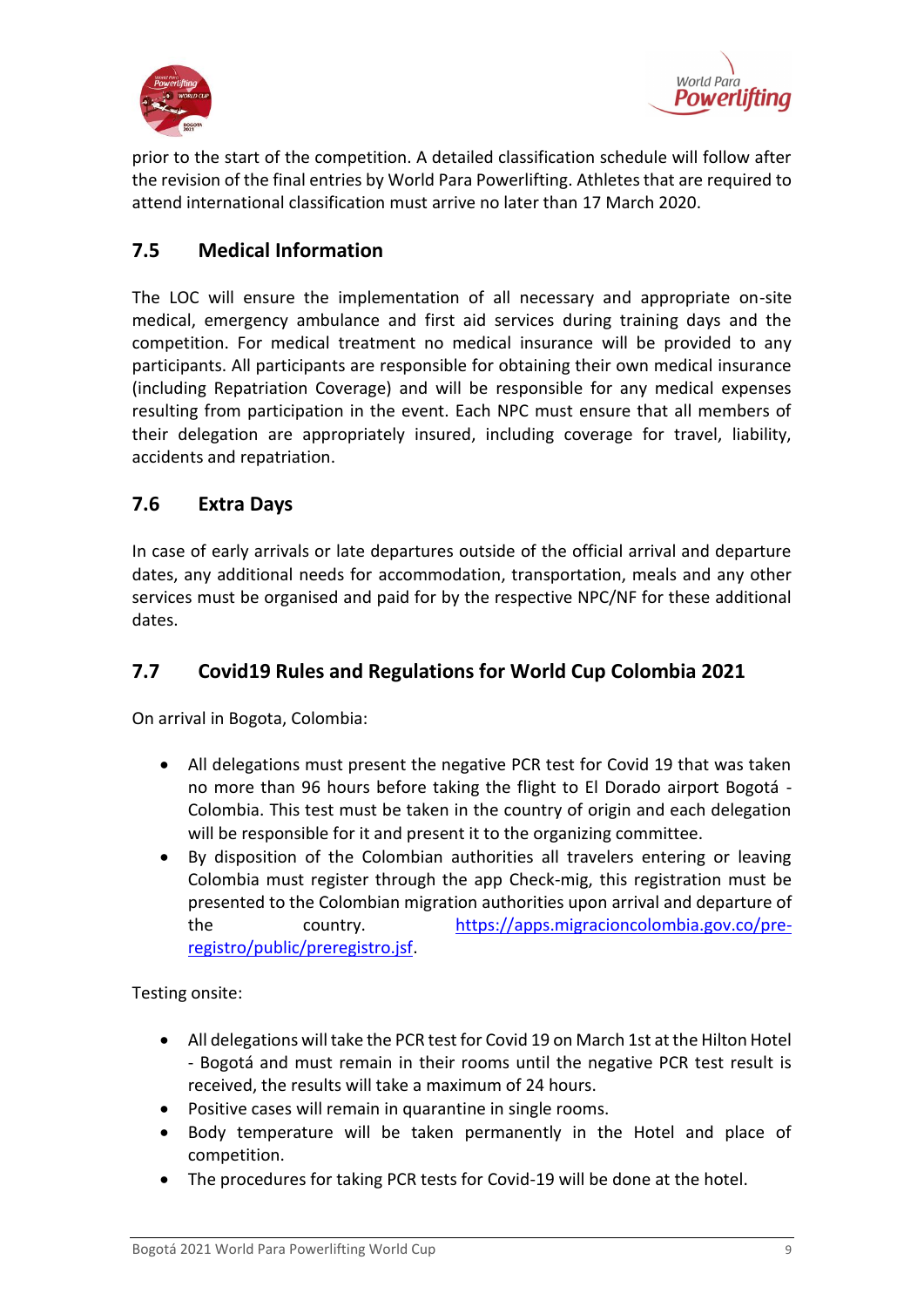prior to the start of the competition. A detailed classification schedule will follow after the revision of the final entries by World Para Powerlifting. Athletes that are required to attend international classification must arrive no later than 17 March 2020.

## 7.5 Medical Information

The LOC will ensure the implementation of all necessary and appropriate on-site medical, emergency ambulance and first aid services during training days and the competition. For medical treatment no medical insurance will be provided to any participants. All participants are responsible for obtaining their own medical insurance (including Repatriation Coverage) and will be responsible for any medical expenses resulting from participation in the event. Each NPC must ensure that all members of their delegation are appropriately insured, including coverage for travel, liability, accidents and repatriation.

## 7.6 Extra Days

In case of early arrivals or late departures outside of the official arrival and departure dates, any additional needs for accommodation, transportation, meals and any other services must be organised and paid for by the respective NPC/NF for these additional dates.

## 7.7 Covid19 Rules and Regulations for World Cup Colombia 2021

On arrival in Bogota, Colombia:

- All delegations must present the negative PCR test for Covid 19 that was taken no more than 96 hours before taking the flight to El Dorado airport Bogotá - Colombia. This test must be taken in the country of origin and each delegation will be responsible for it and present it to the organizing committee.
- By disposition of the Colombian authorities all travelers entering or leaving Colombia must register through the app Check-mig, this registration must be presented to the Colombian migration authorities upon arrival and departure of the country. https://apps.migracioncolombia.gov.co/pre-registro/public/preregistro.jsf.

Testing onsite:

- All delegations will take the PCR test for Covid 19 on March 1st at the Hilton Hotel - Bogotá and must remain in their rooms until the negative PCR test result is received, the results will take a maximum of 24 hours.
- Positive cases will remain in quarantine in single rooms.
- Body temperature will be taken permanently in the Hotel and place of competition.
- The procedures for taking PCR tests for Covid-19 will be done at the hotel.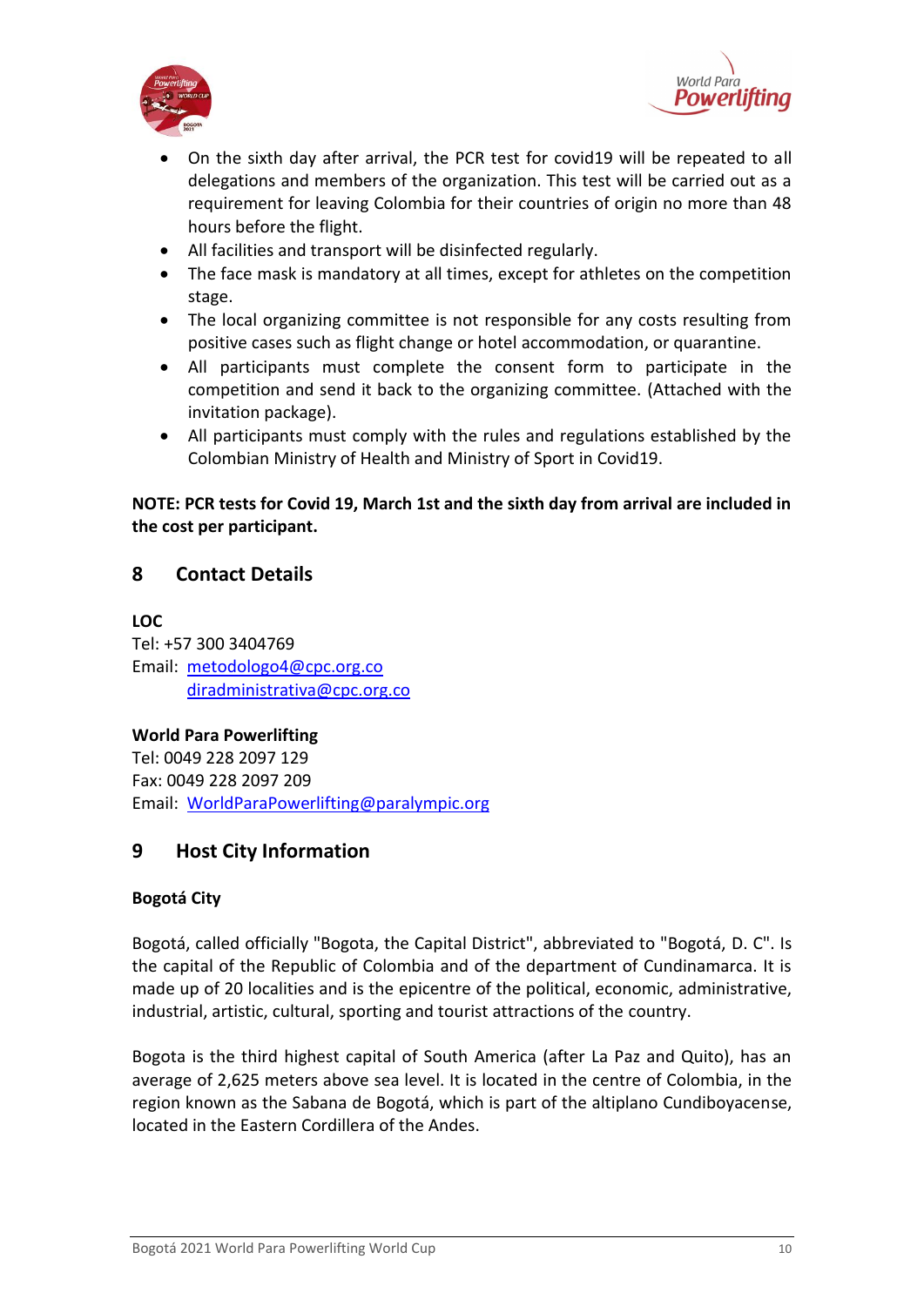- On the sixth day after arrival, the PCR test for covid19 will be repeated to all delegations and members of the organization. This test will be carried out as a requirement for leaving Colombia for their countries of origin no more than 48 hours before the flight.
- All facilities and transport will be disinfected regularly.
- The face mask is mandatory at all times, except for athletes on the competition stage.
- The local organizing committee is not responsible for any costs resulting from positive cases such as flight change or hotel accommodation, or quarantine.
- All participants must complete the consent form to participate in the competition and send it back to the organizing committee. (Attached with the invitation package).
- All participants must comply with the rules and regulations established by the Colombian Ministry of Health and Ministry of Sport in Covid19.

**NOTE: PCR tests for Covid 19, March 1st and the sixth day from arrival are included in the cost per participant.**

## 8 Contact Details

**LOC**
Tel: +57 300 3404769
Email: metodologo4@cpc.org.co
diradministrativa@cpc.org.co

**World Para Powerlifting**
Tel: 0049 228 2097 129
Fax: 0049 228 2097 209
Email: WorldParaPowerlifting@paralympic.org

## 9 Host City Information

**Bogotá City**

Bogotá, called officially "Bogota, the Capital District", abbreviated to "Bogotá, D. C". Is the capital of the Republic of Colombia and of the department of Cundinamarca. It is made up of 20 localities and is the epicentre of the political, economic, administrative, industrial, artistic, cultural, sporting and tourist attractions of the country.

Bogota is the third highest capital of South America (after La Paz and Quito), has an average of 2,625 meters above sea level. It is located in the centre of Colombia, in the region known as the Sabana de Bogotá, which is part of the altiplano Cundiboyacense, located in the Eastern Cordillera of the Andes.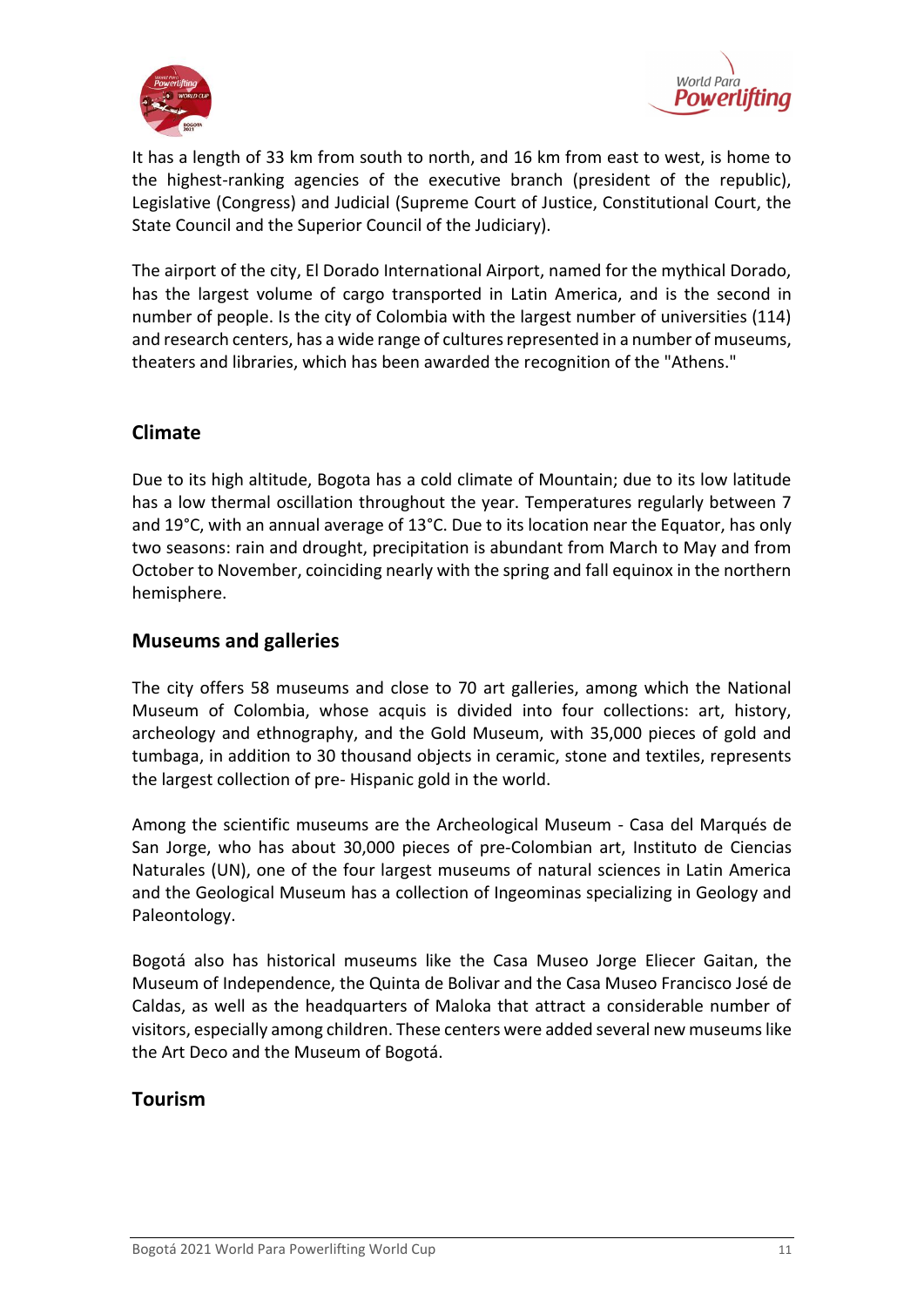It has a length of 33 km from south to north, and 16 km from east to west, is home to the highest-ranking agencies of the executive branch (president of the republic), Legislative (Congress) and Judicial (Supreme Court of Justice, Constitutional Court, the State Council and the Superior Council of the Judiciary).

The airport of the city, El Dorado International Airport, named for the mythical Dorado, has the largest volume of cargo transported in Latin America, and is the second in number of people. Is the city of Colombia with the largest number of universities (114) and research centers, has a wide range of cultures represented in a number of museums, theaters and libraries, which has been awarded the recognition of the "Athens."

## Climate

Due to its high altitude, Bogota has a cold climate of Mountain; due to its low latitude has a low thermal oscillation throughout the year. Temperatures regularly between 7 and 19°C, with an annual average of 13°C. Due to its location near the Equator, has only two seasons: rain and drought, precipitation is abundant from March to May and from October to November, coinciding nearly with the spring and fall equinox in the northern hemisphere.

## Museums and galleries

The city offers 58 museums and close to 70 art galleries, among which the National Museum of Colombia, whose acquis is divided into four collections: art, history, archeology and ethnography, and the Gold Museum, with 35,000 pieces of gold and tumbaga, in addition to 30 thousand objects in ceramic, stone and textiles, represents the largest collection of pre- Hispanic gold in the world.

Among the scientific museums are the Archeological Museum - Casa del Marqués de San Jorge, who has about 30,000 pieces of pre-Colombian art, Instituto de Ciencias Naturales (UN), one of the four largest museums of natural sciences in Latin America and the Geological Museum has a collection of Ingeominas specializing in Geology and Paleontology.

Bogotá also has historical museums like the Casa Museo Jorge Eliecer Gaitan, the Museum of Independence, the Quinta de Bolivar and the Casa Museo Francisco José de Caldas, as well as the headquarters of Maloka that attract a considerable number of visitors, especially among children. These centers were added several new museums like the Art Deco and the Museum of Bogotá.

## Tourism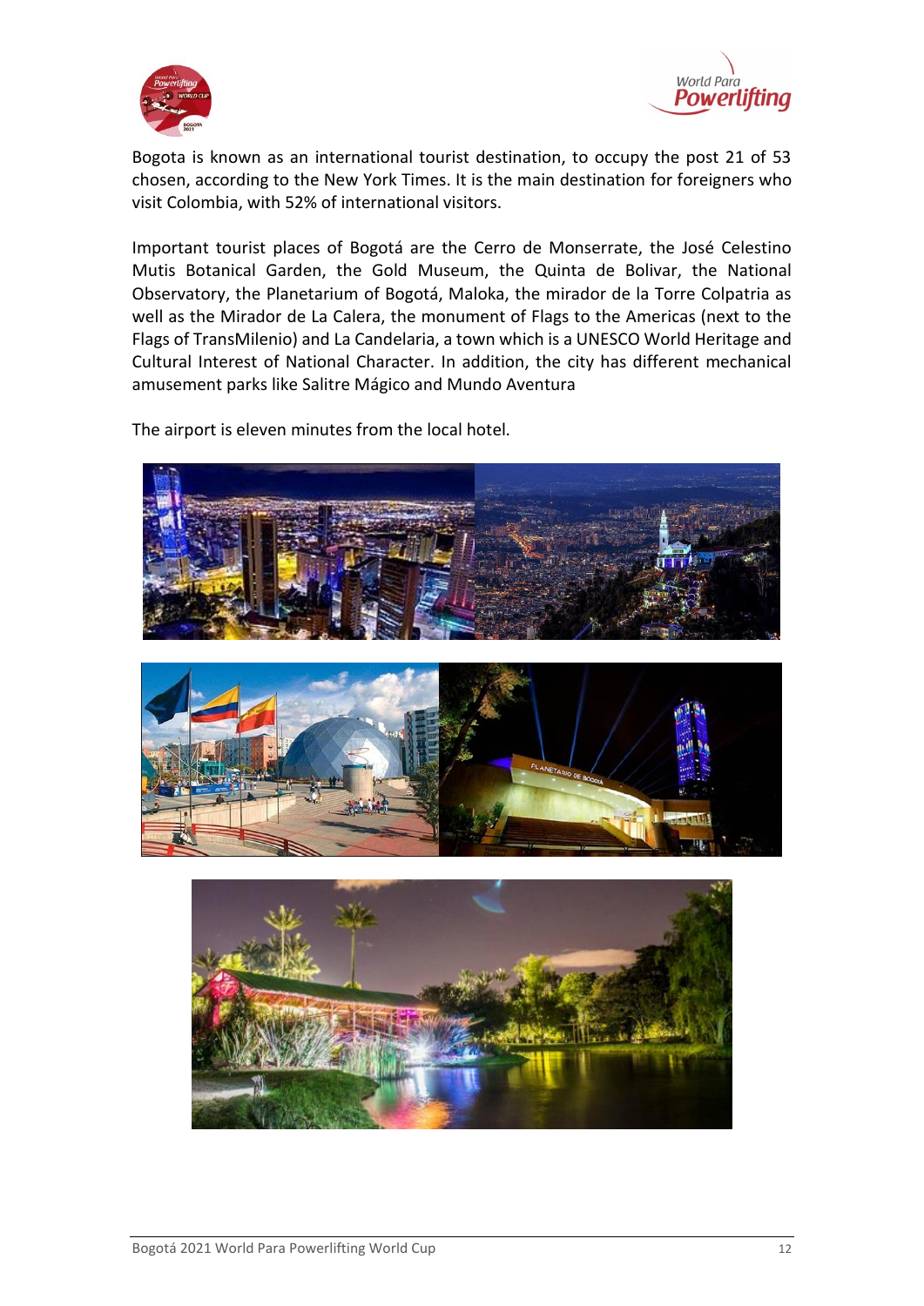Bogota is known as an international tourist destination, to occupy the post 21 of 53 chosen, according to the New York Times. It is the main destination for foreigners who visit Colombia, with 52% of international visitors.

Important tourist places of Bogotá are the Cerro de Monserrate, the José Celestino Mutis Botanical Garden, the Gold Museum, the Quinta de Bolivar, the National Observatory, the Planetarium of Bogotá, Maloka, the mirador de la Torre Colpatria as well as the Mirador de La Calera, the monument of Flags to the Americas (next to the Flags of TransMilenio) and La Candelaria, a town which is a UNESCO World Heritage and Cultural Interest of National Character. In addition, the city has different mechanical amusement parks like Salitre Mágico and Mundo Aventura

The airport is eleven minutes from the local hotel.